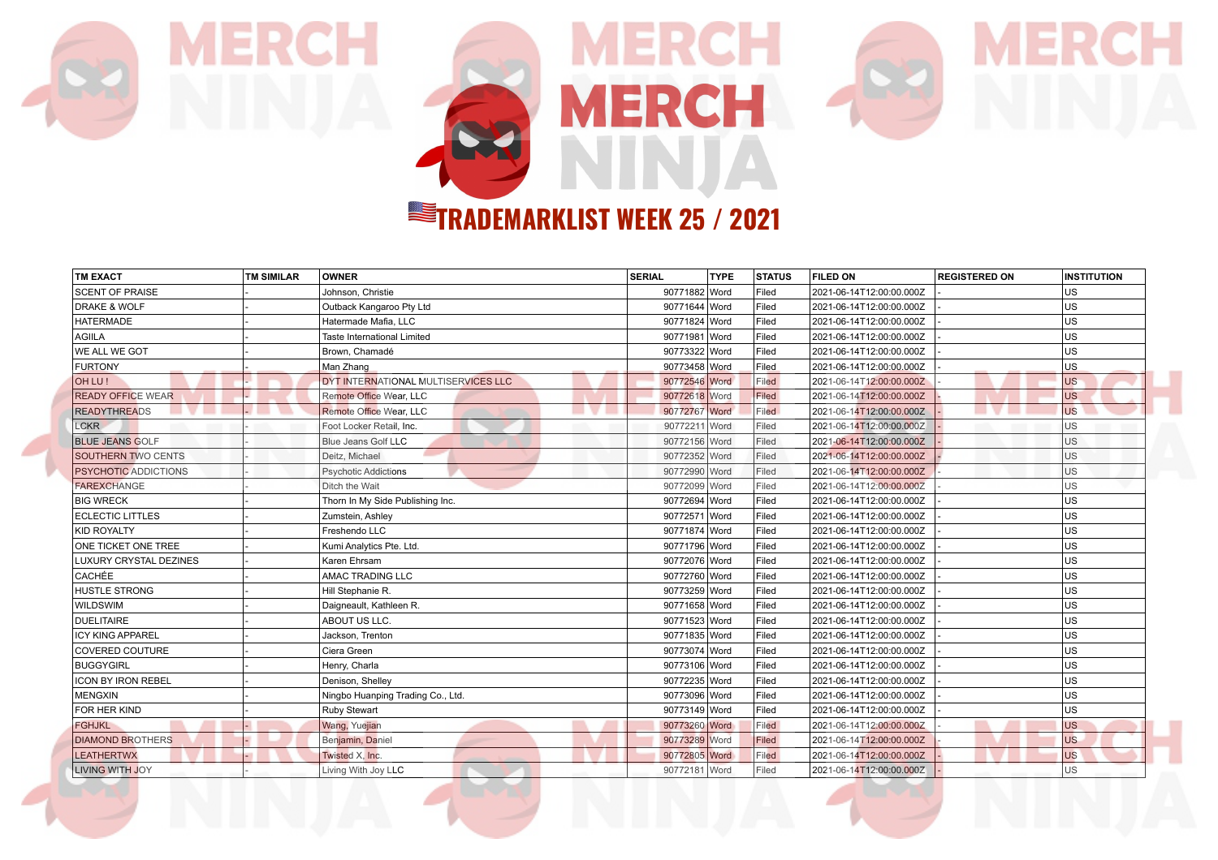# TRADEMARKLIST WEEK 25 / 2021

| TM EXACT | TM SIMILAR | OWNER | SERIAL | TYPE | STATUS | FILED ON | REGISTERED ON | INSTITUTION |
|---|---|---|---|---|---|---|---|---|
| SCENT OF PRAISE | - | Johnson, Christie | 90771882 | Word | Filed | 2021-06-14T12:00:00.000Z | - | US |
| DRAKE & WOLF | - | Outback Kangaroo Pty Ltd | 90771644 | Word | Filed | 2021-06-14T12:00:00.000Z | - | US |
| HATERMADE | - | Hatermade Mafia, LLC | 90771824 | Word | Filed | 2021-06-14T12:00:00.000Z | - | US |
| AGIILA | - | Taste International Limited | 90771981 | Word | Filed | 2021-06-14T12:00:00.000Z | - | US |
| WE ALL WE GOT | - | Brown, Chamadé | 90773322 | Word | Filed | 2021-06-14T12:00:00.000Z | - | US |
| FURTONY | - | Man Zhang | 90773458 | Word | Filed | 2021-06-14T12:00:00.000Z | - | US |
| OH LU ! | - | DYT INTERNATIONAL MULTISERVICES LLC | 90772546 | Word | Filed | 2021-06-14T12:00:00.000Z | - | US |
| READY OFFICE WEAR | - | Remote Office Wear, LLC | 90772618 | Word | Filed | 2021-06-14T12:00:00.000Z | - | US |
| READYTHREADS | - | Remote Office Wear, LLC | 90772767 | Word | Filed | 2021-06-14T12:00:00.000Z | - | US |
| LCKR | - | Foot Locker Retail, Inc. | 90772211 | Word | Filed | 2021-06-14T12:00:00.000Z | - | US |
| BLUE JEANS GOLF | - | Blue Jeans Golf LLC | 90772156 | Word | Filed | 2021-06-14T12:00:00.000Z | - | US |
| SOUTHERN TWO CENTS | - | Deitz, Michael | 90772352 | Word | Filed | 2021-06-14T12:00:00.000Z | - | US |
| PSYCHOTIC ADDICTIONS | - | Psychotic Addictions | 90772990 | Word | Filed | 2021-06-14T12:00:00.000Z | - | US |
| FAREXCHANGE | - | Ditch the Wait | 90772099 | Word | Filed | 2021-06-14T12:00:00.000Z | - | US |
| BIG WRECK | - | Thorn In My Side Publishing Inc. | 90772694 | Word | Filed | 2021-06-14T12:00:00.000Z | - | US |
| ECLECTIC LITTLES | - | Zumstein, Ashley | 90772571 | Word | Filed | 2021-06-14T12:00:00.000Z | - | US |
| KID ROYALTY | - | Freshendo LLC | 90771874 | Word | Filed | 2021-06-14T12:00:00.000Z | - | US |
| ONE TICKET ONE TREE | - | Kumi Analytics Pte. Ltd. | 90771796 | Word | Filed | 2021-06-14T12:00:00.000Z | - | US |
| LUXURY CRYSTAL DEZINES | - | Karen Ehrsam | 90772076 | Word | Filed | 2021-06-14T12:00:00.000Z | - | US |
| CACHÉE | - | AMAC TRADING LLC | 90772760 | Word | Filed | 2021-06-14T12:00:00.000Z | - | US |
| HUSTLE STRONG | - | Hill Stephanie R. | 90773259 | Word | Filed | 2021-06-14T12:00:00.000Z | - | US |
| WILDSWIM | - | Daigneault, Kathleen R. | 90771658 | Word | Filed | 2021-06-14T12:00:00.000Z | - | US |
| DUELITAIRE | - | ABOUT US LLC. | 90771523 | Word | Filed | 2021-06-14T12:00:00.000Z | - | US |
| ICY KING APPAREL | - | Jackson, Trenton | 90771835 | Word | Filed | 2021-06-14T12:00:00.000Z | - | US |
| COVERED COUTURE | - | Ciera Green | 90773074 | Word | Filed | 2021-06-14T12:00:00.000Z | - | US |
| BUGGYGIRL | - | Henry, Charla | 90773106 | Word | Filed | 2021-06-14T12:00:00.000Z | - | US |
| ICON BY IRON REBEL | - | Denison, Shelley | 90772235 | Word | Filed | 2021-06-14T12:00:00.000Z | - | US |
| MENGXIN | - | Ningbo Huanping Trading Co., Ltd. | 90773096 | Word | Filed | 2021-06-14T12:00:00.000Z | - | US |
| FOR HER KIND | - | Ruby Stewart | 90773149 | Word | Filed | 2021-06-14T12:00:00.000Z | - | US |
| FGHJKL | - | Wang, Yuejian | 90773260 | Word | Filed | 2021-06-14T12:00:00.000Z | - | US |
| DIAMOND BROTHERS | - | Benjamin, Daniel | 90773289 | Word | Filed | 2021-06-14T12:00:00.000Z | - | US |
| LEATHERTWX | - | Twisted X, Inc. | 90772805 | Word | Filed | 2021-06-14T12:00:00.000Z | - | US |
| LIVING WITH JOY | - | Living With Joy LLC | 90772181 | Word | Filed | 2021-06-14T12:00:00.000Z | - | US |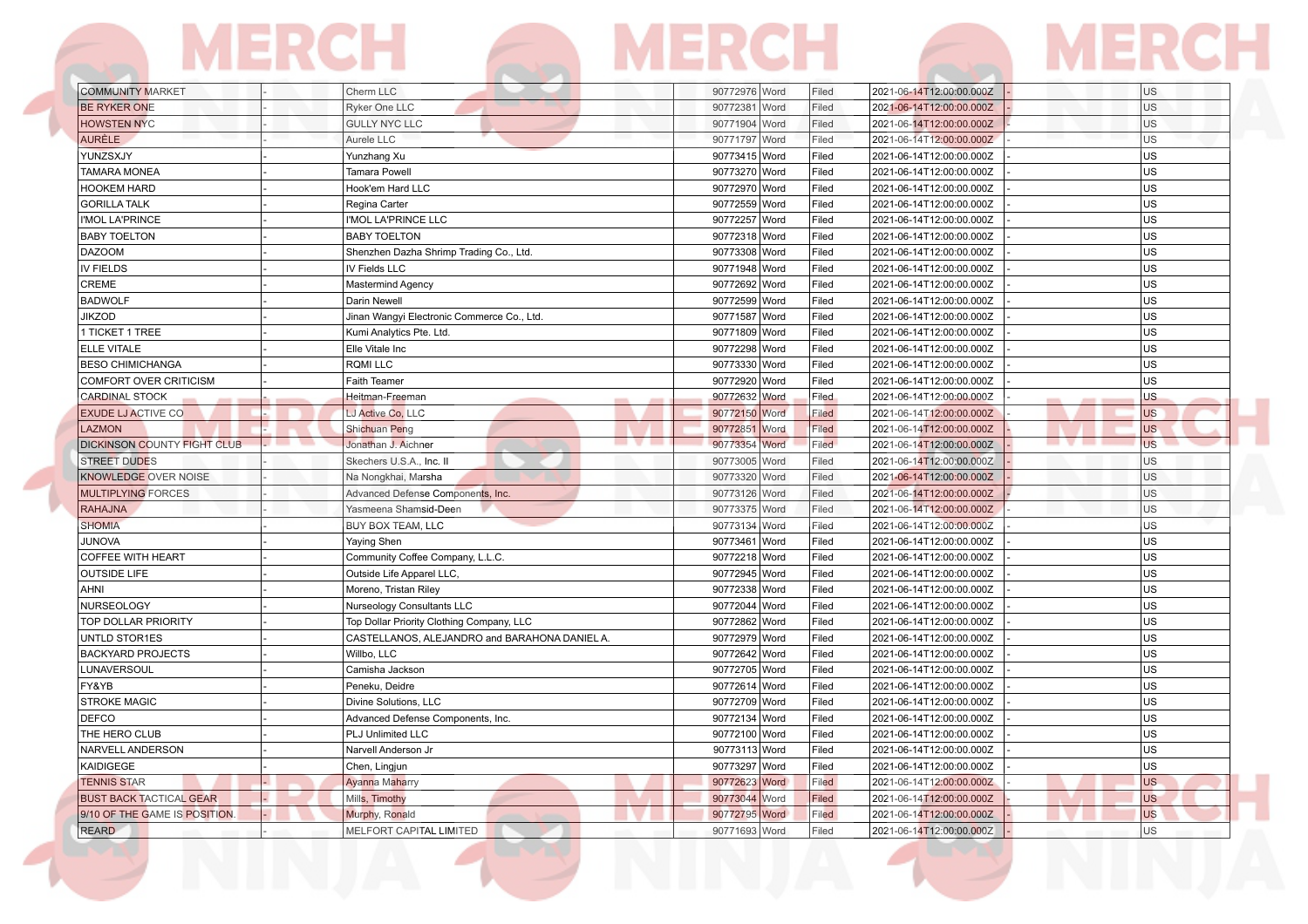| | | | | | | | | | |
|---|---|---|---|---|---|---|---|---|---|
| COMMUNITY MARKET | - | Cherm LLC | 90772976 | Word | Filed | 2021-06-14T12:00:00.000Z | - | | US |
| BE RYKER ONE | - | Ryker One LLC | 90772381 | Word | Filed | 2021-06-14T12:00:00.000Z | - | | US |
| HOWSTEN NYC | - | GULLY NYC LLC | 90771904 | Word | Filed | 2021-06-14T12:00:00.000Z | - | | US |
| AURÈLE | - | Aurele LLC | 90771797 | Word | Filed | 2021-06-14T12:00:00.000Z | - | | US |
| YUNZSXJY | - | Yunzhang Xu | 90773415 | Word | Filed | 2021-06-14T12:00:00.000Z | - | | US |
| TAMARA MONEA | - | Tamara Powell | 90773270 | Word | Filed | 2021-06-14T12:00:00.000Z | - | | US |
| HOOKEM HARD | - | Hook'em Hard LLC | 90772970 | Word | Filed | 2021-06-14T12:00:00.000Z | - | | US |
| GORILLA TALK | - | Regina Carter | 90772559 | Word | Filed | 2021-06-14T12:00:00.000Z | - | | US |
| I'MOL LA'PRINCE | - | I'MOL LA'PRINCE LLC | 90772257 | Word | Filed | 2021-06-14T12:00:00.000Z | - | | US |
| BABY TOELTON | - | BABY TOELTON | 90772318 | Word | Filed | 2021-06-14T12:00:00.000Z | - | | US |
| DAZOOM | - | Shenzhen Dazha Shrimp Trading Co., Ltd. | 90773308 | Word | Filed | 2021-06-14T12:00:00.000Z | - | | US |
| IV FIELDS | - | IV Fields LLC | 90771948 | Word | Filed | 2021-06-14T12:00:00.000Z | - | | US |
| CREME | - | Mastermind Agency | 90772692 | Word | Filed | 2021-06-14T12:00:00.000Z | - | | US |
| BADWOLF | - | Darin Newell | 90772599 | Word | Filed | 2021-06-14T12:00:00.000Z | - | | US |
| JIKZOD | - | Jinan Wangyi Electronic Commerce Co., Ltd. | 90771587 | Word | Filed | 2021-06-14T12:00:00.000Z | - | | US |
| 1 TICKET 1 TREE | - | Kumi Analytics Pte. Ltd. | 90771809 | Word | Filed | 2021-06-14T12:00:00.000Z | - | | US |
| ELLE VITALE | - | Elle Vitale Inc | 90772298 | Word | Filed | 2021-06-14T12:00:00.000Z | - | | US |
| BESO CHIMICHANGA | - | RQMI LLC | 90773330 | Word | Filed | 2021-06-14T12:00:00.000Z | - | | US |
| COMFORT OVER CRITICISM | - | Faith Teamer | 90772920 | Word | Filed | 2021-06-14T12:00:00.000Z | - | | US |
| CARDINAL STOCK | - | Heitman-Freeman | 90772632 | Word | Filed | 2021-06-14T12:00:00.000Z | - | | US |
| EXUDE LJ ACTIVE CO | - | LJ Active Co, LLC | 90772150 | Word | Filed | 2021-06-14T12:00:00.000Z | - | | US |
| LAZMON | - | Shichuan Peng | 90772851 | Word | Filed | 2021-06-14T12:00:00.000Z | - | | US |
| DICKINSON COUNTY FIGHT CLUB | - | Jonathan J. Aichner | 90773354 | Word | Filed | 2021-06-14T12:00:00.000Z | - | | US |
| STREET DUDES | - | Skechers U.S.A., Inc. II | 90773005 | Word | Filed | 2021-06-14T12:00:00.000Z | - | | US |
| KNOWLEDGE OVER NOISE | - | Na Nongkhai, Marsha | 90773320 | Word | Filed | 2021-06-14T12:00:00.000Z | - | | US |
| MULTIPLYING FORCES | - | Advanced Defense Components, Inc. | 90773126 | Word | Filed | 2021-06-14T12:00:00.000Z | - | | US |
| RAHAJNA | - | Yasmeena Shamsid-Deen | 90773375 | Word | Filed | 2021-06-14T12:00:00.000Z | - | | US |
| SHOMIA | - | BUY BOX TEAM, LLC | 90773134 | Word | Filed | 2021-06-14T12:00:00.000Z | - | | US |
| JUNOVA | - | Yaying Shen | 90773461 | Word | Filed | 2021-06-14T12:00:00.000Z | - | | US |
| COFFEE WITH HEART | - | Community Coffee Company, L.L.C. | 90772218 | Word | Filed | 2021-06-14T12:00:00.000Z | - | | US |
| OUTSIDE LIFE | - | Outside Life Apparel LLC, | 90772945 | Word | Filed | 2021-06-14T12:00:00.000Z | - | | US |
| AHNI | - | Moreno, Tristan Riley | 90772338 | Word | Filed | 2021-06-14T12:00:00.000Z | - | | US |
| NURSEOLOGY | - | Nurseology Consultants LLC | 90772044 | Word | Filed | 2021-06-14T12:00:00.000Z | - | | US |
| TOP DOLLAR PRIORITY | - | Top Dollar Priority Clothing Company, LLC | 90772862 | Word | Filed | 2021-06-14T12:00:00.000Z | - | | US |
| UNTLD STOR1ES | - | CASTELLANOS, ALEJANDRO and BARAHONA DANIEL A. | 90772979 | Word | Filed | 2021-06-14T12:00:00.000Z | - | | US |
| BACKYARD PROJECTS | - | Willbo, LLC | 90772642 | Word | Filed | 2021-06-14T12:00:00.000Z | - | | US |
| LUNAVERSOUL | - | Camisha Jackson | 90772705 | Word | Filed | 2021-06-14T12:00:00.000Z | - | | US |
| FY&YB | - | Peneku, Deidre | 90772614 | Word | Filed | 2021-06-14T12:00:00.000Z | - | | US |
| STROKE MAGIC | - | Divine Solutions, LLC | 90772709 | Word | Filed | 2021-06-14T12:00:00.000Z | - | | US |
| DEFCO | - | Advanced Defense Components, Inc. | 90772134 | Word | Filed | 2021-06-14T12:00:00.000Z | - | | US |
| THE HERO CLUB | - | PLJ Unlimited LLC | 90772100 | Word | Filed | 2021-06-14T12:00:00.000Z | - | | US |
| NARVELL ANDERSON | - | Narvell Anderson Jr | 90773113 | Word | Filed | 2021-06-14T12:00:00.000Z | - | | US |
| KAIDIGEGE | - | Chen, Lingjun | 90773297 | Word | Filed | 2021-06-14T12:00:00.000Z | - | | US |
| TENNIS STAR | - | Ayanna Maharry | 90772623 | Word | Filed | 2021-06-14T12:00:00.000Z | - | | US |
| BUST BACK TACTICAL GEAR | - | Mills, Timothy | 90773044 | Word | Filed | 2021-06-14T12:00:00.000Z | - | | US |
| 9/10 OF THE GAME IS POSITION. | - | Murphy, Ronald | 90772795 | Word | Filed | 2021-06-14T12:00:00.000Z | - | | US |
| REARD | - | MELFORT CAPITAL LIMITED | 90771693 | Word | Filed | 2021-06-14T12:00:00.000Z | - | | US |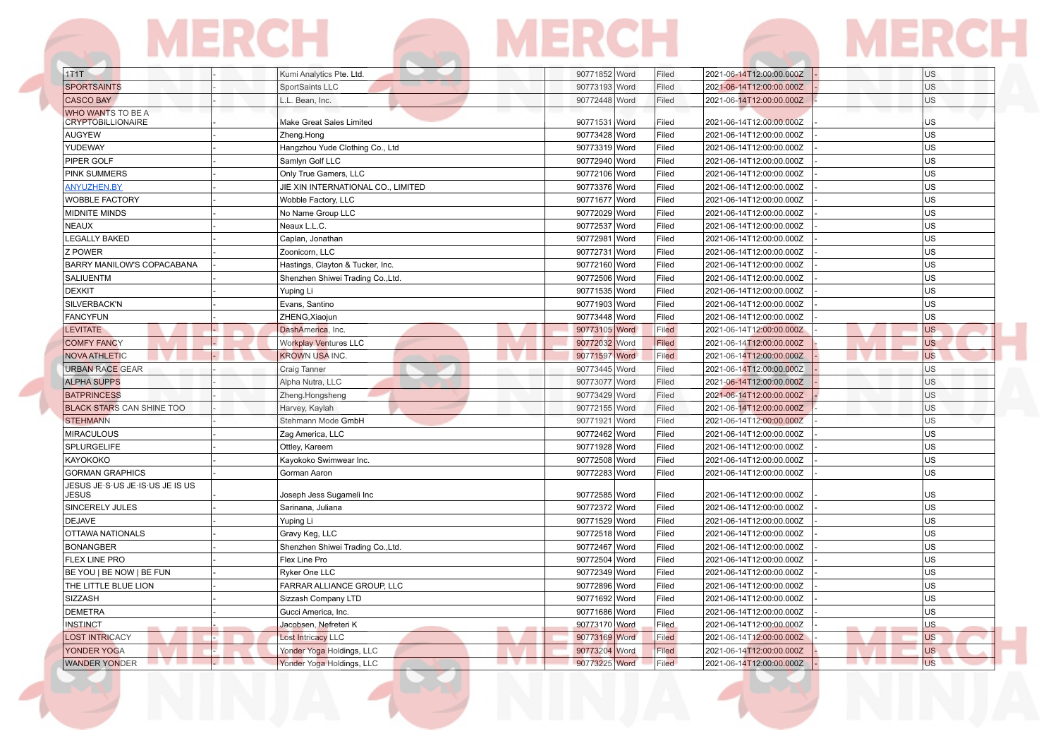| | | | | | | | | | |
|---|---|---|---|---|---|---|---|---|---|
| 1T1T | - | Kumi Analytics Pte. Ltd. | 90771852 | Word | Filed | 2021-06-14T12:00:00.000Z | - | | US |
| SPORTSAINTS | - | SportSaints LLC | 90773193 | Word | Filed | 2021-06-14T12:00:00.000Z | - | | US |
| CASCO BAY | - | L.L. Bean, Inc. | 90772448 | Word | Filed | 2021-06-14T12:00:00.000Z | - | | US |
| WHO WANTS TO BE A CRYPTOBILLIONAIRE | - | Make Great Sales Limited | 90771531 | Word | Filed | 2021-06-14T12:00:00.000Z | - | | US |
| AUGYEW | - | Zheng.Hong | 90773428 | Word | Filed | 2021-06-14T12:00:00.000Z | - | | US |
| YUDEWAY | - | Hangzhou Yude Clothing Co., Ltd | 90773319 | Word | Filed | 2021-06-14T12:00:00.000Z | - | | US |
| PIPER GOLF | - | Samlyn Golf LLC | 90772940 | Word | Filed | 2021-06-14T12:00:00.000Z | - | | US |
| PINK SUMMERS | - | Only True Gamers, LLC | 90772106 | Word | Filed | 2021-06-14T12:00:00.000Z | - | | US |
| ANYUZHEN.BY | - | JIE XIN INTERNATIONAL CO., LIMITED | 90773376 | Word | Filed | 2021-06-14T12:00:00.000Z | - | | US |
| WOBBLE FACTORY | - | Wobble Factory, LLC | 90771677 | Word | Filed | 2021-06-14T12:00:00.000Z | - | | US |
| MIDNITE MINDS | - | No Name Group LLC | 90772029 | Word | Filed | 2021-06-14T12:00:00.000Z | - | | US |
| NEAUX | - | Neaux L.L.C. | 90772537 | Word | Filed | 2021-06-14T12:00:00.000Z | - | | US |
| LEGALLY BAKED | - | Caplan, Jonathan | 90772981 | Word | Filed | 2021-06-14T12:00:00.000Z | - | | US |
| Z POWER | - | Zoonicorn, LLC | 90772731 | Word | Filed | 2021-06-14T12:00:00.000Z | - | | US |
| BARRY MANILOW'S COPACABANA | - | Hastings, Clayton & Tucker, Inc. | 90772160 | Word | Filed | 2021-06-14T12:00:00.000Z | - | | US |
| SALIUENTM | - | Shenzhen Shiwei Trading Co.,Ltd. | 90772506 | Word | Filed | 2021-06-14T12:00:00.000Z | - | | US |
| DEXKIT | - | Yuping Li | 90771535 | Word | Filed | 2021-06-14T12:00:00.000Z | - | | US |
| SILVERBACK'N | - | Evans, Santino | 90771903 | Word | Filed | 2021-06-14T12:00:00.000Z | - | | US |
| FANCYFUN | - | ZHENG,Xiaojun | 90773448 | Word | Filed | 2021-06-14T12:00:00.000Z | - | | US |
| LEVITATE | - | DashAmerica, Inc. | 90773105 | Word | Filed | 2021-06-14T12:00:00.000Z | - | | US |
| COMFY FANCY | - | Workplay Ventures LLC | 90772032 | Word | Filed | 2021-06-14T12:00:00.000Z | - | | US |
| NOVA ATHLETIC | - | KROWN USA INC. | 90771597 | Word | Filed | 2021-06-14T12:00:00.000Z | - | | US |
| URBAN RACE GEAR | - | Craig Tanner | 90773445 | Word | Filed | 2021-06-14T12:00:00.000Z | - | | US |
| ALPHA SUPPS | - | Alpha Nutra, LLC | 90773077 | Word | Filed | 2021-06-14T12:00:00.000Z | - | | US |
| BATPRINCESS | - | Zheng.Hongsheng | 90773429 | Word | Filed | 2021-06-14T12:00:00.000Z | - | | US |
| BLACK STARS CAN SHINE TOO | - | Harvey, Kaylah | 90772155 | Word | Filed | 2021-06-14T12:00:00.000Z | - | | US |
| STEHMANN | - | Stehmann Mode GmbH | 90771921 | Word | Filed | 2021-06-14T12:00:00.000Z | - | | US |
| MIRACULOUS | - | Zag America, LLC | 90772462 | Word | Filed | 2021-06-14T12:00:00.000Z | - | | US |
| SPLURGELIFE | - | Ottley, Kareem | 90771928 | Word | Filed | 2021-06-14T12:00:00.000Z | - | | US |
| KAYOKOKO | - | Kayokoko Swimwear Inc. | 90772508 | Word | Filed | 2021-06-14T12:00:00.000Z | - | | US |
| GORMAN GRAPHICS | - | Gorman Aaron | 90772283 | Word | Filed | 2021-06-14T12:00:00.000Z | - | | US |
| JESUS JE·S·US JE·IS·US JE IS US JESUS | - | Joseph Jess Sugameli Inc | 90772585 | Word | Filed | 2021-06-14T12:00:00.000Z | - | | US |
| SINCERELY JULES | - | Sarinana, Juliana | 90772372 | Word | Filed | 2021-06-14T12:00:00.000Z | - | | US |
| DEJAVE | - | Yuping Li | 90771529 | Word | Filed | 2021-06-14T12:00:00.000Z | - | | US |
| OTTAWA NATIONALS | - | Gravy Keg, LLC | 90772518 | Word | Filed | 2021-06-14T12:00:00.000Z | - | | US |
| BONANGBER | - | Shenzhen Shiwei Trading Co.,Ltd. | 90772467 | Word | Filed | 2021-06-14T12:00:00.000Z | - | | US |
| FLEX LINE PRO | - | Flex Line Pro | 90772504 | Word | Filed | 2021-06-14T12:00:00.000Z | - | | US |
| BE YOU \| BE NOW \| BE FUN | - | Ryker One LLC | 90772349 | Word | Filed | 2021-06-14T12:00:00.000Z | - | | US |
| THE LITTLE BLUE LION | - | FARRAR ALLIANCE GROUP, LLC | 90772896 | Word | Filed | 2021-06-14T12:00:00.000Z | - | | US |
| SIZZASH | - | Sizzash Company LTD | 90771692 | Word | Filed | 2021-06-14T12:00:00.000Z | - | | US |
| DEMETRA | - | Gucci America, Inc. | 90771686 | Word | Filed | 2021-06-14T12:00:00.000Z | - | | US |
| INSTINCT | - | Jacobsen, Nefreteri K | 90773170 | Word | Filed | 2021-06-14T12:00:00.000Z | - | | US |
| LOST INTRICACY | - | Lost Intricacy LLC | 90773169 | Word | Filed | 2021-06-14T12:00:00.000Z | - | | US |
| YONDER YOGA | - | Yonder Yoga Holdings, LLC | 90773204 | Word | Filed | 2021-06-14T12:00:00.000Z | - | | US |
| WANDER YONDER | - | Yonder Yoga Holdings, LLC | 90773225 | Word | Filed | 2021-06-14T12:00:00.000Z | - | | US |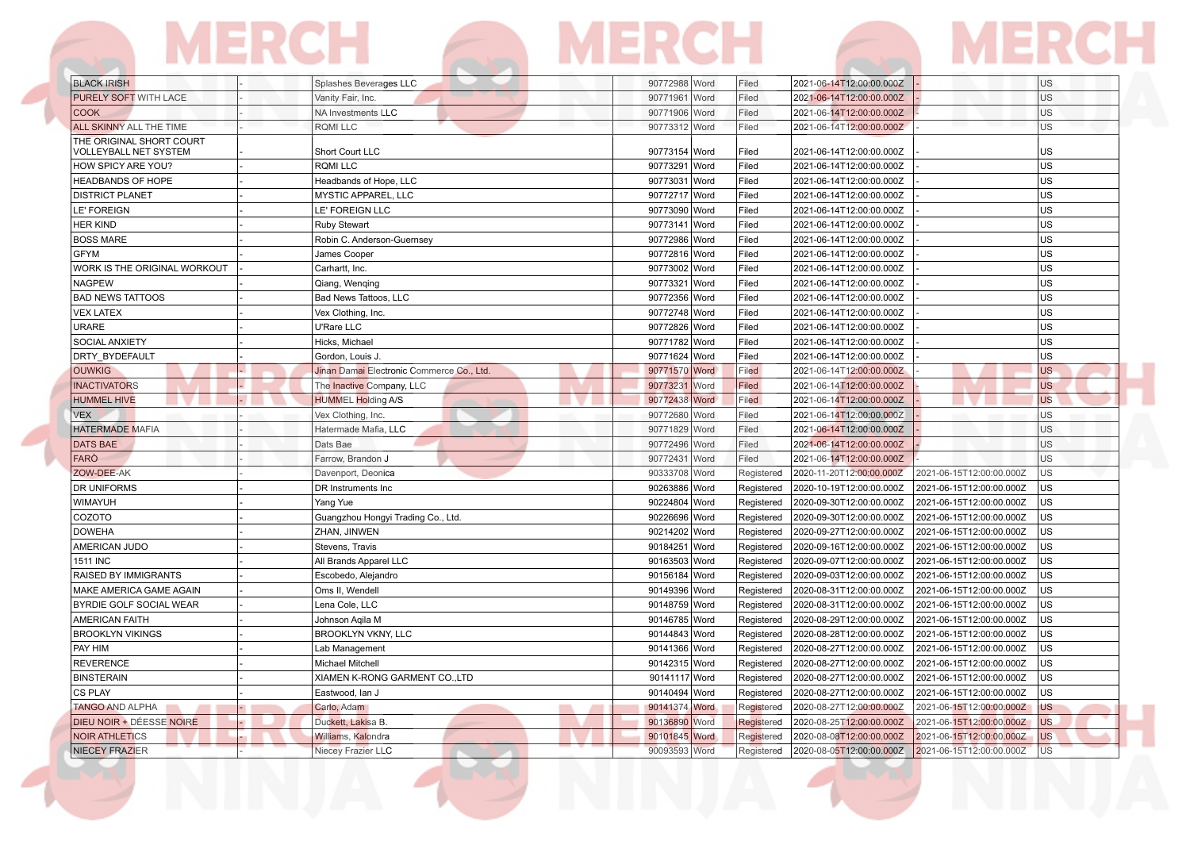| | | | | | | | | | |
|---|---|---|---|---|---|---|---|---|---|
| BLACK IRISH | - | Splashes Beverages LLC | 90772988 | Word | Filed | 2021-06-14T12:00:00.000Z | - | | US |
| PURELY SOFT WITH LACE | - | Vanity Fair, Inc. | 90771961 | Word | Filed | 2021-06-14T12:00:00.000Z | - | | US |
| COOK | - | NA Investments LLC | 90771906 | Word | Filed | 2021-06-14T12:00:00.000Z | - | | US |
| ALL SKINNY ALL THE TIME | - | RQMI LLC | 90773312 | Word | Filed | 2021-06-14T12:00:00.000Z | - | | US |
| THE ORIGINAL SHORT COURT VOLLEYBALL NET SYSTEM | - | Short Court LLC | 90773154 | Word | Filed | 2021-06-14T12:00:00.000Z | - | | US |
| HOW SPICY ARE YOU? | - | RQMI LLC | 90773291 | Word | Filed | 2021-06-14T12:00:00.000Z | - | | US |
| HEADBANDS OF HOPE | - | Headbands of Hope, LLC | 90773031 | Word | Filed | 2021-06-14T12:00:00.000Z | - | | US |
| DISTRICT PLANET | - | MYSTIC APPAREL, LLC | 90772717 | Word | Filed | 2021-06-14T12:00:00.000Z | - | | US |
| LE' FOREIGN | - | LE' FOREIGN LLC | 90773090 | Word | Filed | 2021-06-14T12:00:00.000Z | - | | US |
| HER KIND | - | Ruby Stewart | 90773141 | Word | Filed | 2021-06-14T12:00:00.000Z | - | | US |
| BOSS MARE | - | Robin C. Anderson-Guernsey | 90772986 | Word | Filed | 2021-06-14T12:00:00.000Z | - | | US |
| GFYM | - | James Cooper | 90772816 | Word | Filed | 2021-06-14T12:00:00.000Z | - | | US |
| WORK IS THE ORIGINAL WORKOUT | - | Carhartt, Inc. | 90773002 | Word | Filed | 2021-06-14T12:00:00.000Z | - | | US |
| NAGPEW | - | Qiang, Wenqing | 90773321 | Word | Filed | 2021-06-14T12:00:00.000Z | - | | US |
| BAD NEWS TATTOOS | - | Bad News Tattoos, LLC | 90772356 | Word | Filed | 2021-06-14T12:00:00.000Z | - | | US |
| VEX LATEX | - | Vex Clothing, Inc. | 90772748 | Word | Filed | 2021-06-14T12:00:00.000Z | - | | US |
| URARE | - | U'Rare LLC | 90772826 | Word | Filed | 2021-06-14T12:00:00.000Z | - | | US |
| SOCIAL ANXIETY | - | Hicks, Michael | 90771782 | Word | Filed | 2021-06-14T12:00:00.000Z | - | | US |
| DRTY_BYDEFAULT | - | Gordon, Louis J. | 90771624 | Word | Filed | 2021-06-14T12:00:00.000Z | - | | US |
| OUWKIG | - | Jinan Damai Electronic Commerce Co., Ltd. | 90771570 | Word | Filed | 2021-06-14T12:00:00.000Z | - | | US |
| INACTIVATORS | - | The Inactive Company, LLC | 90773231 | Word | Filed | 2021-06-14T12:00:00.000Z | - | | US |
| HUMMEL HIVE | - | HUMMEL Holding A/S | 90772438 | Word | Filed | 2021-06-14T12:00:00.000Z | - | | US |
| VEX | - | Vex Clothing, Inc. | 90772680 | Word | Filed | 2021-06-14T12:00:00.000Z | - | | US |
| HATERMADE MAFIA | - | Hatermade Mafia, LLC | 90771829 | Word | Filed | 2021-06-14T12:00:00.000Z | - | | US |
| DATS BAE | - | Dats Bae | 90772496 | Word | Filed | 2021-06-14T12:00:00.000Z | - | | US |
| FARÒ | - | Farrow, Brandon J | 90772431 | Word | Filed | 2021-06-14T12:00:00.000Z | - | | US |
| ZOW-DEE-AK | - | Davenport, Deonica | 90333708 | Word | Registered | 2020-11-20T12:00:00.000Z | 2021-06-15T12:00:00.000Z | | US |
| DR UNIFORMS | - | DR Instruments Inc | 90263886 | Word | Registered | 2020-10-19T12:00:00.000Z | 2021-06-15T12:00:00.000Z | | US |
| WIMAYUH | - | Yang Yue | 90224804 | Word | Registered | 2020-09-30T12:00:00.000Z | 2021-06-15T12:00:00.000Z | | US |
| COZOTO | - | Guangzhou Hongyi Trading Co., Ltd. | 90226696 | Word | Registered | 2020-09-30T12:00:00.000Z | 2021-06-15T12:00:00.000Z | | US |
| DOWEHA | - | ZHAN, JINWEN | 90214202 | Word | Registered | 2020-09-27T12:00:00.000Z | 2021-06-15T12:00:00.000Z | | US |
| AMERICAN JUDO | - | Stevens, Travis | 90184251 | Word | Registered | 2020-09-16T12:00:00.000Z | 2021-06-15T12:00:00.000Z | | US |
| 1511 INC | - | All Brands Apparel LLC | 90163503 | Word | Registered | 2020-09-07T12:00:00.000Z | 2021-06-15T12:00:00.000Z | | US |
| RAISED BY IMMIGRANTS | - | Escobedo, Alejandro | 90156184 | Word | Registered | 2020-09-03T12:00:00.000Z | 2021-06-15T12:00:00.000Z | | US |
| MAKE AMERICA GAME AGAIN | - | Oms II, Wendell | 90149396 | Word | Registered | 2020-08-31T12:00:00.000Z | 2021-06-15T12:00:00.000Z | | US |
| BYRDIE GOLF SOCIAL WEAR | - | Lena Cole, LLC | 90148759 | Word | Registered | 2020-08-31T12:00:00.000Z | 2021-06-15T12:00:00.000Z | | US |
| AMERICAN FAITH | - | Johnson Aqila M | 90146785 | Word | Registered | 2020-08-29T12:00:00.000Z | 2021-06-15T12:00:00.000Z | | US |
| BROOKLYN VIKINGS | - | BROOKLYN VKNY, LLC | 90144843 | Word | Registered | 2020-08-28T12:00:00.000Z | 2021-06-15T12:00:00.000Z | | US |
| PAY HIM | - | Lab Management | 90141366 | Word | Registered | 2020-08-27T12:00:00.000Z | 2021-06-15T12:00:00.000Z | | US |
| REVERENCE | - | Michael Mitchell | 90142315 | Word | Registered | 2020-08-27T12:00:00.000Z | 2021-06-15T12:00:00.000Z | | US |
| BINSTERAIN | - | XIAMEN K-RONG GARMENT CO.,LTD | 90141117 | Word | Registered | 2020-08-27T12:00:00.000Z | 2021-06-15T12:00:00.000Z | | US |
| CS PLAY | - | Eastwood, Ian J | 90140494 | Word | Registered | 2020-08-27T12:00:00.000Z | 2021-06-15T12:00:00.000Z | | US |
| TANGO AND ALPHA | - | Carlo, Adam | 90141374 | Word | Registered | 2020-08-27T12:00:00.000Z | 2021-06-15T12:00:00.000Z | | US |
| DIEU NOIR + DÉESSE NOIRE | - | Duckett, Lakisa B. | 90136890 | Word | Registered | 2020-08-25T12:00:00.000Z | 2021-06-15T12:00:00.000Z | | US |
| NOIR ATHLETICS | - | Williams, Kalondra | 90101845 | Word | Registered | 2020-08-08T12:00:00.000Z | 2021-06-15T12:00:00.000Z | | US |
| NIECEY FRAZIER | - | Niecey Frazier LLC | 90093593 | Word | Registered | 2020-08-05T12:00:00.000Z | 2021-06-15T12:00:00.000Z | | US |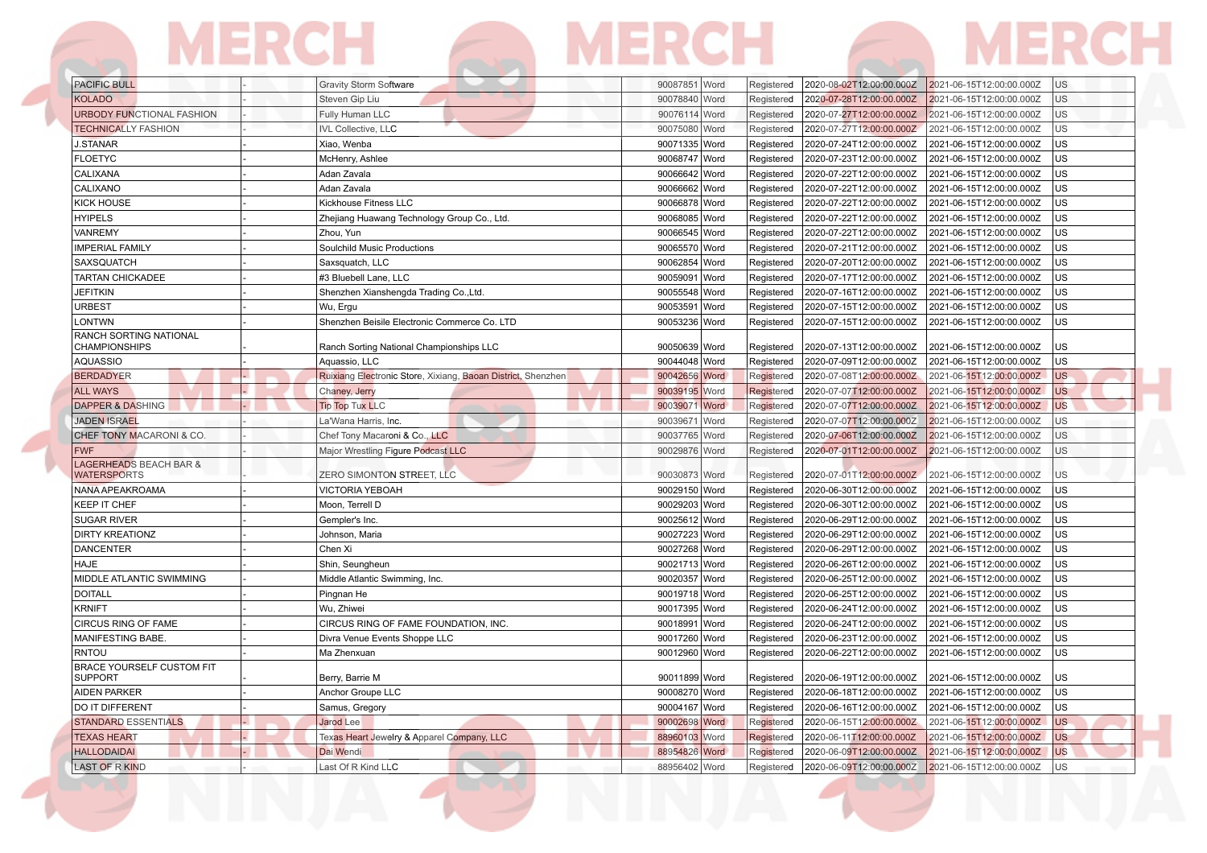| | | | | | | | | |
|---|---|---|---|---|---|---|---|---|
| PACIFIC BULL | - | Gravity Storm Software | 90087851 | Word | Registered | 2020-08-02T12:00:00.000Z | 2021-06-15T12:00:00.000Z | US |
| KOLADO | - | Steven Gip Liu | 90078840 | Word | Registered | 2020-07-28T12:00:00.000Z | 2021-06-15T12:00:00.000Z | US |
| URBODY FUNCTIONAL FASHION | - | Fully Human LLC | 90076114 | Word | Registered | 2020-07-27T12:00:00.000Z | 2021-06-15T12:00:00.000Z | US |
| TECHNICALLY FASHION | - | IVL Collective, LLC | 90075080 | Word | Registered | 2020-07-27T12:00:00.000Z | 2021-06-15T12:00:00.000Z | US |
| J.STANAR | - | Xiao, Wenba | 90071335 | Word | Registered | 2020-07-24T12:00:00.000Z | 2021-06-15T12:00:00.000Z | US |
| FLOETYC | - | McHenry, Ashlee | 90068747 | Word | Registered | 2020-07-23T12:00:00.000Z | 2021-06-15T12:00:00.000Z | US |
| CALIXANA | - | Adan Zavala | 90066642 | Word | Registered | 2020-07-22T12:00:00.000Z | 2021-06-15T12:00:00.000Z | US |
| CALIXANO | - | Adan Zavala | 90066662 | Word | Registered | 2020-07-22T12:00:00.000Z | 2021-06-15T12:00:00.000Z | US |
| KICK HOUSE | - | Kickhouse Fitness LLC | 90066878 | Word | Registered | 2020-07-22T12:00:00.000Z | 2021-06-15T12:00:00.000Z | US |
| HYIPELS | - | Zhejiang Huawang Technology Group Co., Ltd. | 90068085 | Word | Registered | 2020-07-22T12:00:00.000Z | 2021-06-15T12:00:00.000Z | US |
| VANREMY | - | Zhou, Yun | 90066545 | Word | Registered | 2020-07-22T12:00:00.000Z | 2021-06-15T12:00:00.000Z | US |
| IMPERIAL FAMILY | - | Soulchild Music Productions | 90065570 | Word | Registered | 2020-07-21T12:00:00.000Z | 2021-06-15T12:00:00.000Z | US |
| SAXSQUATCH | - | Saxsquatch, LLC | 90062854 | Word | Registered | 2020-07-20T12:00:00.000Z | 2021-06-15T12:00:00.000Z | US |
| TARTAN CHICKADEE | - | #3 Bluebell Lane, LLC | 90059091 | Word | Registered | 2020-07-17T12:00:00.000Z | 2021-06-15T12:00:00.000Z | US |
| JEFITKIN | - | Shenzhen Xianshengda Trading Co.,Ltd. | 90055548 | Word | Registered | 2020-07-16T12:00:00.000Z | 2021-06-15T12:00:00.000Z | US |
| URBEST | - | Wu, Ergu | 90053591 | Word | Registered | 2020-07-15T12:00:00.000Z | 2021-06-15T12:00:00.000Z | US |
| LONTWN | - | Shenzhen Beisile Electronic Commerce Co. LTD | 90053236 | Word | Registered | 2020-07-15T12:00:00.000Z | 2021-06-15T12:00:00.000Z | US |
| RANCH SORTING NATIONAL CHAMPIONSHIPS | - | Ranch Sorting National Championships LLC | 90050639 | Word | Registered | 2020-07-13T12:00:00.000Z | 2021-06-15T12:00:00.000Z | US |
| AQUASSIO | - | Aquassio, LLC | 90044048 | Word | Registered | 2020-07-09T12:00:00.000Z | 2021-06-15T12:00:00.000Z | US |
| BERDADYER | - | Ruixiang Electronic Store, Xixiang, Baoan District, Shenzhen | 90042656 | Word | Registered | 2020-07-08T12:00:00.000Z | 2021-06-15T12:00:00.000Z | US |
| ALL WAYS | - | Chaney, Jerry | 90039195 | Word | Registered | 2020-07-07T12:00:00.000Z | 2021-06-15T12:00:00.000Z | US |
| DAPPER & DASHING | - | Tip Top Tux LLC | 90039071 | Word | Registered | 2020-07-07T12:00:00.000Z | 2021-06-15T12:00:00.000Z | US |
| JADEN ISRAEL | - | La'Wana Harris, Inc. | 90039671 | Word | Registered | 2020-07-07T12:00:00.000Z | 2021-06-15T12:00:00.000Z | US |
| CHEF TONY MACARONI & CO. | - | Chef Tony Macaroni & Co., LLC | 90037765 | Word | Registered | 2020-07-06T12:00:00.000Z | 2021-06-15T12:00:00.000Z | US |
| FWF | - | Major Wrestling Figure Podcast LLC | 90029876 | Word | Registered | 2020-07-01T12:00:00.000Z | 2021-06-15T12:00:00.000Z | US |
| LAGERHEADS BEACH BAR & WATERSPORTS | - | ZERO SIMONTON STREET, LLC | 90030873 | Word | Registered | 2020-07-01T12:00:00.000Z | 2021-06-15T12:00:00.000Z | US |
| NANA APEAKROAMA | - | VICTORIA YEBOAH | 90029150 | Word | Registered | 2020-06-30T12:00:00.000Z | 2021-06-15T12:00:00.000Z | US |
| KEEP IT CHEF | - | Moon, Terrell D | 90029203 | Word | Registered | 2020-06-30T12:00:00.000Z | 2021-06-15T12:00:00.000Z | US |
| SUGAR RIVER | - | Gempler's Inc. | 90025612 | Word | Registered | 2020-06-29T12:00:00.000Z | 2021-06-15T12:00:00.000Z | US |
| DIRTY KREATIONZ | - | Johnson, Maria | 90027223 | Word | Registered | 2020-06-29T12:00:00.000Z | 2021-06-15T12:00:00.000Z | US |
| DANCENTER | - | Chen Xi | 90027268 | Word | Registered | 2020-06-29T12:00:00.000Z | 2021-06-15T12:00:00.000Z | US |
| HAJE | - | Shin, Seungheun | 90021713 | Word | Registered | 2020-06-26T12:00:00.000Z | 2021-06-15T12:00:00.000Z | US |
| MIDDLE ATLANTIC SWIMMING | - | Middle Atlantic Swimming, Inc. | 90020357 | Word | Registered | 2020-06-25T12:00:00.000Z | 2021-06-15T12:00:00.000Z | US |
| DOITALL | - | Pingnan He | 90019718 | Word | Registered | 2020-06-25T12:00:00.000Z | 2021-06-15T12:00:00.000Z | US |
| KRNIFT | - | Wu, Zhiwei | 90017395 | Word | Registered | 2020-06-24T12:00:00.000Z | 2021-06-15T12:00:00.000Z | US |
| CIRCUS RING OF FAME | - | CIRCUS RING OF FAME FOUNDATION, INC. | 90018991 | Word | Registered | 2020-06-24T12:00:00.000Z | 2021-06-15T12:00:00.000Z | US |
| MANIFESTING BABE. | - | Divra Venue Events Shoppe LLC | 90017260 | Word | Registered | 2020-06-23T12:00:00.000Z | 2021-06-15T12:00:00.000Z | US |
| RNTOU | - | Ma Zhenxuan | 90012960 | Word | Registered | 2020-06-22T12:00:00.000Z | 2021-06-15T12:00:00.000Z | US |
| BRACE YOURSELF CUSTOM FIT SUPPORT | - | Berry, Barrie M | 90011899 | Word | Registered | 2020-06-19T12:00:00.000Z | 2021-06-15T12:00:00.000Z | US |
| AIDEN PARKER | - | Anchor Groupe LLC | 90008270 | Word | Registered | 2020-06-18T12:00:00.000Z | 2021-06-15T12:00:00.000Z | US |
| DO IT DIFFERENT | - | Samus, Gregory | 90004167 | Word | Registered | 2020-06-16T12:00:00.000Z | 2021-06-15T12:00:00.000Z | US |
| STANDARD ESSENTIALS | - | Jarod Lee | 90002698 | Word | Registered | 2020-06-15T12:00:00.000Z | 2021-06-15T12:00:00.000Z | US |
| TEXAS HEART | - | Texas Heart Jewelry & Apparel Company, LLC | 88960103 | Word | Registered | 2020-06-11T12:00:00.000Z | 2021-06-15T12:00:00.000Z | US |
| HALLODAIDAI | - | Dai Wendi | 88954826 | Word | Registered | 2020-06-09T12:00:00.000Z | 2021-06-15T12:00:00.000Z | US |
| LAST OF R KIND | - | Last Of R Kind LLC | 88956402 | Word | Registered | 2020-06-09T12:00:00.000Z | 2021-06-15T12:00:00.000Z | US |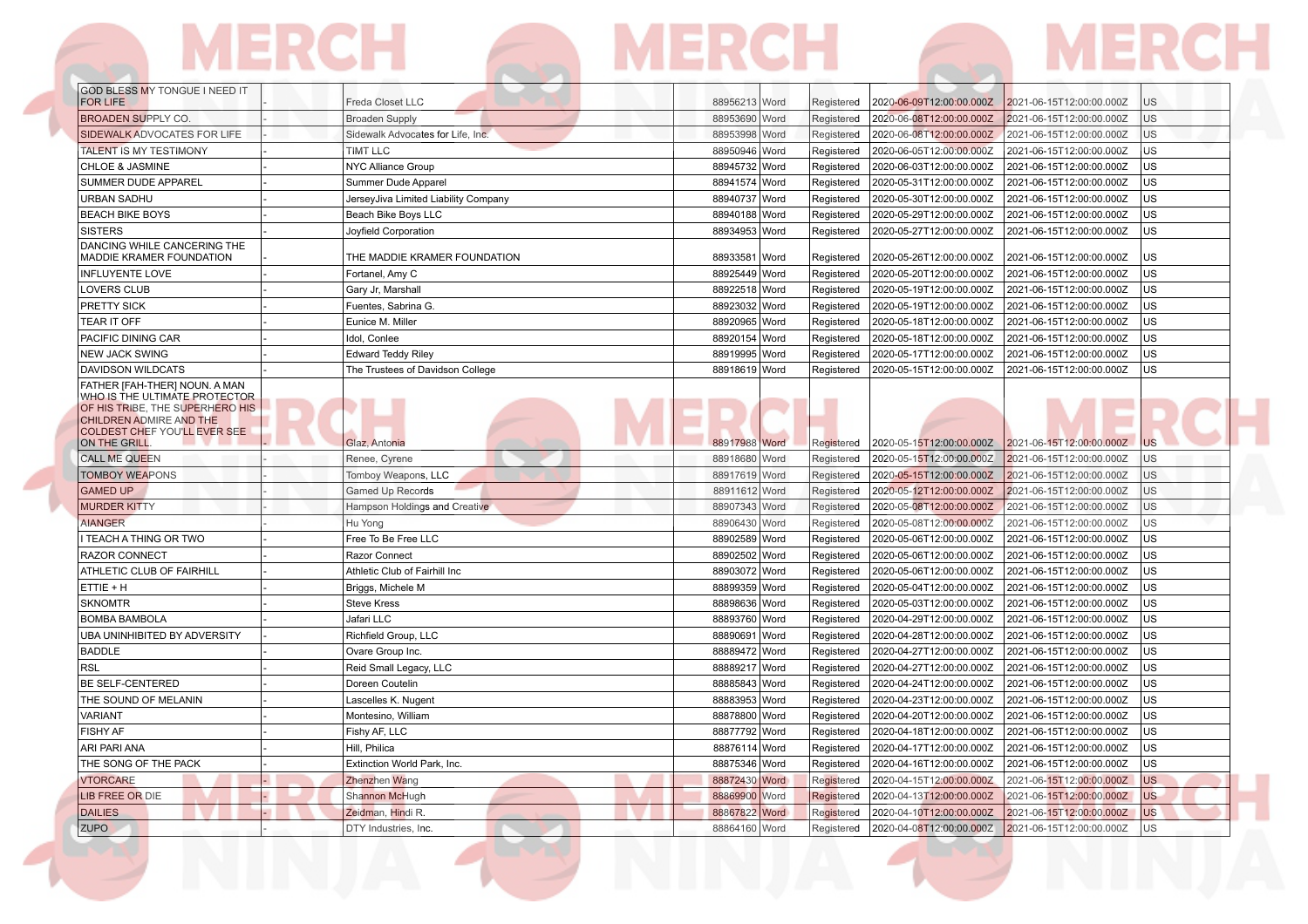| | | | | | | | | |
|---|---|---|---|---|---|---|---|---|
| GOD BLESS MY TONGUE I NEED IT FOR LIFE | - | Freda Closet LLC | 88956213 | Word | Registered | 2020-06-09T12:00:00.000Z | 2021-06-15T12:00:00.000Z | US |
| BROADEN SUPPLY CO. | - | Broaden Supply | 88953690 | Word | Registered | 2020-06-08T12:00:00.000Z | 2021-06-15T12:00:00.000Z | US |
| SIDEWALK ADVOCATES FOR LIFE | - | Sidewalk Advocates for Life, Inc. | 88953998 | Word | Registered | 2020-06-08T12:00:00.000Z | 2021-06-15T12:00:00.000Z | US |
| TALENT IS MY TESTIMONY | - | TIMT LLC | 88950946 | Word | Registered | 2020-06-05T12:00:00.000Z | 2021-06-15T12:00:00.000Z | US |
| CHLOE & JASMINE | - | NYC Alliance Group | 88945732 | Word | Registered | 2020-06-03T12:00:00.000Z | 2021-06-15T12:00:00.000Z | US |
| SUMMER DUDE APPAREL | - | Summer Dude Apparel | 88941574 | Word | Registered | 2020-05-31T12:00:00.000Z | 2021-06-15T12:00:00.000Z | US |
| URBAN SADHU | - | JerseyJiva Limited Liability Company | 88940737 | Word | Registered | 2020-05-30T12:00:00.000Z | 2021-06-15T12:00:00.000Z | US |
| BEACH BIKE BOYS | - | Beach Bike Boys LLC | 88940188 | Word | Registered | 2020-05-29T12:00:00.000Z | 2021-06-15T12:00:00.000Z | US |
| SISTERS | - | Joyfield Corporation | 88934953 | Word | Registered | 2020-05-27T12:00:00.000Z | 2021-06-15T12:00:00.000Z | US |
| DANCING WHILE CANCERING THE MADDIE KRAMER FOUNDATION | - | THE MADDIE KRAMER FOUNDATION | 88933581 | Word | Registered | 2020-05-26T12:00:00.000Z | 2021-06-15T12:00:00.000Z | US |
| INFLUYENTE LOVE | - | Fortanel, Amy C | 88925449 | Word | Registered | 2020-05-20T12:00:00.000Z | 2021-06-15T12:00:00.000Z | US |
| LOVERS CLUB | - | Gary Jr, Marshall | 88922518 | Word | Registered | 2020-05-19T12:00:00.000Z | 2021-06-15T12:00:00.000Z | US |
| PRETTY SICK | - | Fuentes, Sabrina G. | 88923032 | Word | Registered | 2020-05-19T12:00:00.000Z | 2021-06-15T12:00:00.000Z | US |
| TEAR IT OFF | - | Eunice M. Miller | 88920965 | Word | Registered | 2020-05-18T12:00:00.000Z | 2021-06-15T12:00:00.000Z | US |
| PACIFIC DINING CAR | - | Idol, Conlee | 88920154 | Word | Registered | 2020-05-18T12:00:00.000Z | 2021-06-15T12:00:00.000Z | US |
| NEW JACK SWING | - | Edward Teddy Riley | 88919995 | Word | Registered | 2020-05-17T12:00:00.000Z | 2021-06-15T12:00:00.000Z | US |
| DAVIDSON WILDCATS | - | The Trustees of Davidson College | 88918619 | Word | Registered | 2020-05-15T12:00:00.000Z | 2021-06-15T12:00:00.000Z | US |
| FATHER [FAH-THER] NOUN. A MAN WHO IS THE ULTIMATE PROTECTOR OF HIS TRIBE, THE SUPERHERO HIS CHILDREN ADMIRE AND THE COLDEST CHEF YOU'LL EVER SEE ON THE GRILL. | - | Glaz, Antonia | 88917988 | Word | Registered | 2020-05-15T12:00:00.000Z | 2021-06-15T12:00:00.000Z | US |
| CALL ME QUEEN | - | Renee, Cyrene | 88918680 | Word | Registered | 2020-05-15T12:00:00.000Z | 2021-06-15T12:00:00.000Z | US |
| TOMBOY WEAPONS | - | Tomboy Weapons, LLC | 88917619 | Word | Registered | 2020-05-15T12:00:00.000Z | 2021-06-15T12:00:00.000Z | US |
| GAMED UP | - | Gamed Up Records | 88911612 | Word | Registered | 2020-05-12T12:00:00.000Z | 2021-06-15T12:00:00.000Z | US |
| MURDER KITTY | - | Hampson Holdings and Creative | 88907343 | Word | Registered | 2020-05-08T12:00:00.000Z | 2021-06-15T12:00:00.000Z | US |
| AIANGER | - | Hu Yong | 88906430 | Word | Registered | 2020-05-08T12:00:00.000Z | 2021-06-15T12:00:00.000Z | US |
| I TEACH A THING OR TWO | - | Free To Be Free LLC | 88902589 | Word | Registered | 2020-05-06T12:00:00.000Z | 2021-06-15T12:00:00.000Z | US |
| RAZOR CONNECT | - | Razor Connect | 88902502 | Word | Registered | 2020-05-06T12:00:00.000Z | 2021-06-15T12:00:00.000Z | US |
| ATHLETIC CLUB OF FAIRHILL | - | Athletic Club of Fairhill Inc | 88903072 | Word | Registered | 2020-05-06T12:00:00.000Z | 2021-06-15T12:00:00.000Z | US |
| ETTIE + H | - | Briggs, Michele M | 88899359 | Word | Registered | 2020-05-04T12:00:00.000Z | 2021-06-15T12:00:00.000Z | US |
| SKNOMTR | - | Steve Kress | 88898636 | Word | Registered | 2020-05-03T12:00:00.000Z | 2021-06-15T12:00:00.000Z | US |
| BOMBA BAMBOLA | - | Jafari LLC | 88893760 | Word | Registered | 2020-04-29T12:00:00.000Z | 2021-06-15T12:00:00.000Z | US |
| UBA UNINHIBITED BY ADVERSITY | - | Richfield Group, LLC | 88890691 | Word | Registered | 2020-04-28T12:00:00.000Z | 2021-06-15T12:00:00.000Z | US |
| BADDLE | - | Ovare Group Inc. | 88889472 | Word | Registered | 2020-04-27T12:00:00.000Z | 2021-06-15T12:00:00.000Z | US |
| RSL | - | Reid Small Legacy, LLC | 88889217 | Word | Registered | 2020-04-27T12:00:00.000Z | 2021-06-15T12:00:00.000Z | US |
| BE SELF-CENTERED | - | Doreen Coutelin | 88885843 | Word | Registered | 2020-04-24T12:00:00.000Z | 2021-06-15T12:00:00.000Z | US |
| THE SOUND OF MELANIN | - | Lascelles K. Nugent | 88883953 | Word | Registered | 2020-04-23T12:00:00.000Z | 2021-06-15T12:00:00.000Z | US |
| VARIANT | - | Montesino, William | 88878800 | Word | Registered | 2020-04-20T12:00:00.000Z | 2021-06-15T12:00:00.000Z | US |
| FISHY AF | - | Fishy AF, LLC | 88877792 | Word | Registered | 2020-04-18T12:00:00.000Z | 2021-06-15T12:00:00.000Z | US |
| ARI PARI ANA | - | Hill, Philica | 88876114 | Word | Registered | 2020-04-17T12:00:00.000Z | 2021-06-15T12:00:00.000Z | US |
| THE SONG OF THE PACK | - | Extinction World Park, Inc. | 88875346 | Word | Registered | 2020-04-16T12:00:00.000Z | 2021-06-15T12:00:00.000Z | US |
| VTORCARE | - | Zhenzhen Wang | 88872430 | Word | Registered | 2020-04-15T12:00:00.000Z | 2021-06-15T12:00:00.000Z | US |
| LIB FREE OR DIE | - | Shannon McHugh | 88869900 | Word | Registered | 2020-04-13T12:00:00.000Z | 2021-06-15T12:00:00.000Z | US |
| DAILIES | - | Zeidman, Hindi R. | 88867822 | Word | Registered | 2020-04-10T12:00:00.000Z | 2021-06-15T12:00:00.000Z | US |
| ZUPO | - | DTY Industries, Inc. | 88864160 | Word | Registered | 2020-04-08T12:00:00.000Z | 2021-06-15T12:00:00.000Z | US |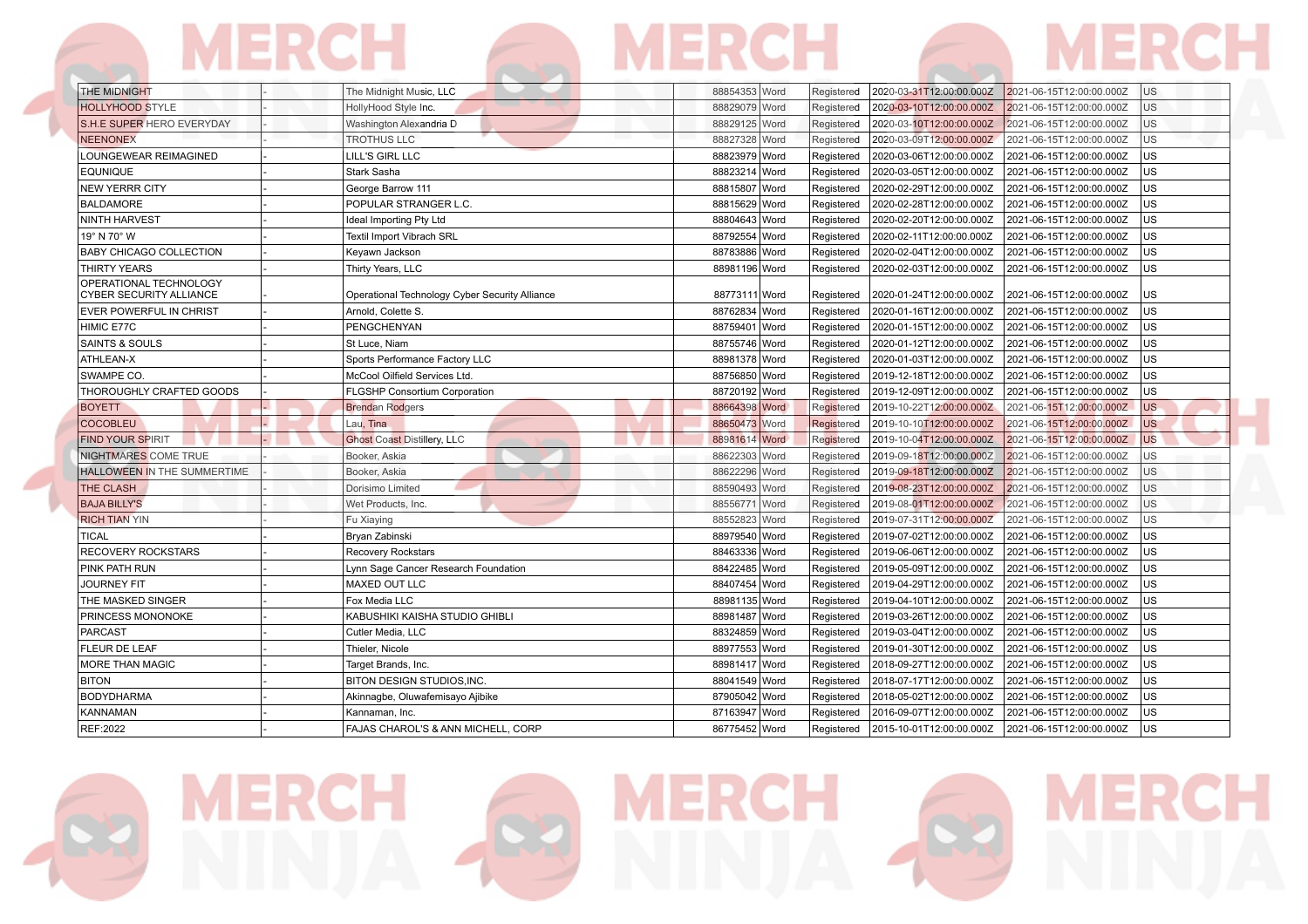| | | | | | | | | |
|---|---|---|---|---|---|---|---|---|
| THE MIDNIGHT | - | The Midnight Music, LLC | 88854353 | Word | Registered | 2020-03-31T12:00:00.000Z | 2021-06-15T12:00:00.000Z | US |
| HOLLYHOOD STYLE | - | HollyHood Style Inc. | 88829079 | Word | Registered | 2020-03-10T12:00:00.000Z | 2021-06-15T12:00:00.000Z | US |
| S.H.E SUPER HERO EVERYDAY | - | Washington Alexandria D | 88829125 | Word | Registered | 2020-03-10T12:00:00.000Z | 2021-06-15T12:00:00.000Z | US |
| NEENONEX | - | TROTHUS LLC | 88827328 | Word | Registered | 2020-03-09T12:00:00.000Z | 2021-06-15T12:00:00.000Z | US |
| LOUNGEWEAR REIMAGINED | - | LILL'S GIRL LLC | 88823979 | Word | Registered | 2020-03-06T12:00:00.000Z | 2021-06-15T12:00:00.000Z | US |
| EQUNIQUE | - | Stark Sasha | 88823214 | Word | Registered | 2020-03-05T12:00:00.000Z | 2021-06-15T12:00:00.000Z | US |
| NEW YERRR CITY | - | George Barrow 111 | 88815807 | Word | Registered | 2020-02-29T12:00:00.000Z | 2021-06-15T12:00:00.000Z | US |
| BALDAMORE | - | POPULAR STRANGER L.C. | 88815629 | Word | Registered | 2020-02-28T12:00:00.000Z | 2021-06-15T12:00:00.000Z | US |
| NINTH HARVEST | - | Ideal Importing Pty Ltd | 88804643 | Word | Registered | 2020-02-20T12:00:00.000Z | 2021-06-15T12:00:00.000Z | US |
| 19° N 70° W | - | Textil Import Vibrach SRL | 88792554 | Word | Registered | 2020-02-11T12:00:00.000Z | 2021-06-15T12:00:00.000Z | US |
| BABY CHICAGO COLLECTION | - | Keyawn Jackson | 88783886 | Word | Registered | 2020-02-04T12:00:00.000Z | 2021-06-15T12:00:00.000Z | US |
| THIRTY YEARS | - | Thirty Years, LLC | 88981196 | Word | Registered | 2020-02-03T12:00:00.000Z | 2021-06-15T12:00:00.000Z | US |
| OPERATIONAL TECHNOLOGY CYBER SECURITY ALLIANCE | - | Operational Technology Cyber Security Alliance | 88773111 | Word | Registered | 2020-01-24T12:00:00.000Z | 2021-06-15T12:00:00.000Z | US |
| EVER POWERFUL IN CHRIST | - | Arnold, Colette S. | 88762834 | Word | Registered | 2020-01-16T12:00:00.000Z | 2021-06-15T12:00:00.000Z | US |
| HIMIC E77C | - | PENGCHENYAN | 88759401 | Word | Registered | 2020-01-15T12:00:00.000Z | 2021-06-15T12:00:00.000Z | US |
| SAINTS & SOULS | - | St Luce, Niam | 88755746 | Word | Registered | 2020-01-12T12:00:00.000Z | 2021-06-15T12:00:00.000Z | US |
| ATHLEAN-X | - | Sports Performance Factory LLC | 88981378 | Word | Registered | 2020-01-03T12:00:00.000Z | 2021-06-15T12:00:00.000Z | US |
| SWAMPE CO. | - | McCool Oilfield Services Ltd. | 88756850 | Word | Registered | 2019-12-18T12:00:00.000Z | 2021-06-15T12:00:00.000Z | US |
| THOROUGHLY CRAFTED GOODS | - | FLGSHP Consortium Corporation | 88720192 | Word | Registered | 2019-12-09T12:00:00.000Z | 2021-06-15T12:00:00.000Z | US |
| BOYETT | - | Brendan Rodgers | 88664398 | Word | Registered | 2019-10-22T12:00:00.000Z | 2021-06-15T12:00:00.000Z | US |
| COCOBLEU | - | Lau, Tina | 88650473 | Word | Registered | 2019-10-10T12:00:00.000Z | 2021-06-15T12:00:00.000Z | US |
| FIND YOUR SPIRIT | - | Ghost Coast Distillery, LLC | 88981614 | Word | Registered | 2019-10-04T12:00:00.000Z | 2021-06-15T12:00:00.000Z | US |
| NIGHTMARES COME TRUE | - | Booker, Askia | 88622303 | Word | Registered | 2019-09-18T12:00:00.000Z | 2021-06-15T12:00:00.000Z | US |
| HALLOWEEN IN THE SUMMERTIME | - | Booker, Askia | 88622296 | Word | Registered | 2019-09-18T12:00:00.000Z | 2021-06-15T12:00:00.000Z | US |
| THE CLASH | - | Dorisimo Limited | 88590493 | Word | Registered | 2019-08-23T12:00:00.000Z | 2021-06-15T12:00:00.000Z | US |
| BAJA BILLY'S | - | Wet Products, Inc. | 88556771 | Word | Registered | 2019-08-01T12:00:00.000Z | 2021-06-15T12:00:00.000Z | US |
| RICH TIAN YIN | - | Fu Xiaying | 88552823 | Word | Registered | 2019-07-31T12:00:00.000Z | 2021-06-15T12:00:00.000Z | US |
| TICAL | - | Bryan Zabinski | 88979540 | Word | Registered | 2019-07-02T12:00:00.000Z | 2021-06-15T12:00:00.000Z | US |
| RECOVERY ROCKSTARS | - | Recovery Rockstars | 88463336 | Word | Registered | 2019-06-06T12:00:00.000Z | 2021-06-15T12:00:00.000Z | US |
| PINK PATH RUN | - | Lynn Sage Cancer Research Foundation | 88422485 | Word | Registered | 2019-05-09T12:00:00.000Z | 2021-06-15T12:00:00.000Z | US |
| JOURNEY FIT | - | MAXED OUT LLC | 88407454 | Word | Registered | 2019-04-29T12:00:00.000Z | 2021-06-15T12:00:00.000Z | US |
| THE MASKED SINGER | - | Fox Media LLC | 88981135 | Word | Registered | 2019-04-10T12:00:00.000Z | 2021-06-15T12:00:00.000Z | US |
| PRINCESS MONONOKE | - | KABUSHIKI KAISHA STUDIO GHIBLI | 88981487 | Word | Registered | 2019-03-26T12:00:00.000Z | 2021-06-15T12:00:00.000Z | US |
| PARCAST | - | Cutler Media, LLC | 88324859 | Word | Registered | 2019-03-04T12:00:00.000Z | 2021-06-15T12:00:00.000Z | US |
| FLEUR DE LEAF | - | Thieler, Nicole | 88977553 | Word | Registered | 2019-01-30T12:00:00.000Z | 2021-06-15T12:00:00.000Z | US |
| MORE THAN MAGIC | - | Target Brands, Inc. | 88981417 | Word | Registered | 2018-09-27T12:00:00.000Z | 2021-06-15T12:00:00.000Z | US |
| BITON | - | BITON DESIGN STUDIOS,INC. | 88041549 | Word | Registered | 2018-07-17T12:00:00.000Z | 2021-06-15T12:00:00.000Z | US |
| BODYDHARMA | - | Akinnagbe, Oluwafemisayo Ajibike | 87905042 | Word | Registered | 2018-05-02T12:00:00.000Z | 2021-06-15T12:00:00.000Z | US |
| KANNAMAN | - | Kannaman, Inc. | 87163947 | Word | Registered | 2016-09-07T12:00:00.000Z | 2021-06-15T12:00:00.000Z | US |
| REF:2022 | - | FAJAS CHAROL'S & ANN MICHELL, CORP | 86775452 | Word | Registered | 2015-10-01T12:00:00.000Z | 2021-06-15T12:00:00.000Z | US |